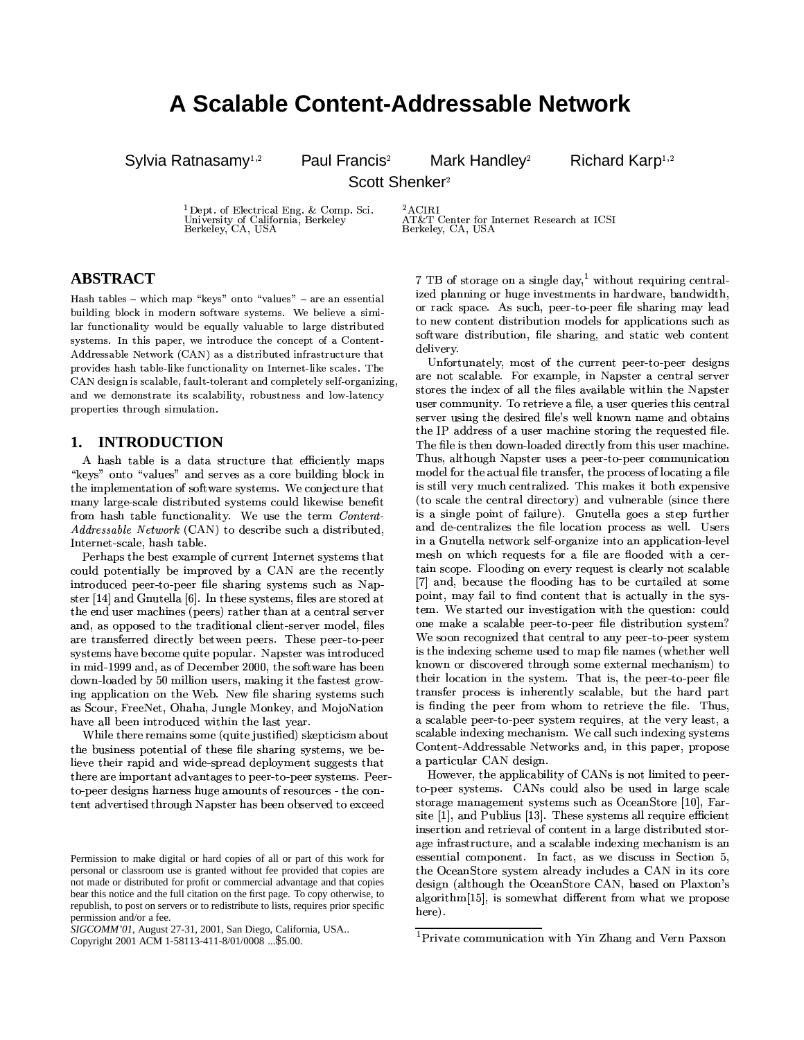# A Scalable Content-Addressable Network

Sylvia Ratnasamy[1,2] Paul Francis[2] Mark Handley[2] Richard Karp[1,2]
Scott Shenker[2]

[1] Dept. of Electrical Eng. & Comp. Sci.
University of California, Berkeley
Berkeley, CA, USA

[2] ACIRI
AT&T Center for Internet Research at ICSI
Berkeley, CA, USA

## ABSTRACT

Hash tables – which map "keys" onto "values" – are an essential building block in modern software systems. We believe a similar functionality would be equally valuable to large distributed systems. In this paper, we introduce the concept of a Content-Addressable Network (CAN) as a distributed infrastructure that provides hash table-like functionality on Internet-like scales. The CAN design is scalable, fault-tolerant and completely self-organizing, and we demonstrate its scalability, robustness and low-latency properties through simulation.

## 1. INTRODUCTION

A hash table is a data structure that efficiently maps "keys" onto "values" and serves as a core building block in the implementation of software systems. We conjecture that many large-scale distributed systems could likewise benefit from hash table functionality. We use the term *Content-Addressable Network* (CAN) to describe such a distributed, Internet-scale, hash table.

Perhaps the best example of current Internet systems that could potentially be improved by a CAN are the recently introduced peer-to-peer file sharing systems such as Napster [14] and Gnutella [6]. In these systems, files are stored at the end user machines (peers) rather than at a central server and, as opposed to the traditional client-server model, files are transferred directly between peers. These peer-to-peer systems have become quite popular. Napster was introduced in mid-1999 and, as of December 2000, the software has been down-loaded by 50 million users, making it the fastest growing application on the Web. New file sharing systems such as Scour, FreeNet, Ohaha, Jungle Monkey, and MojoNation have all been introduced within the last year.

While there remains some (quite justified) skepticism about the business potential of these file sharing systems, we believe their rapid and wide-spread deployment suggests that there are important advantages to peer-to-peer systems. Peer-to-peer designs harness huge amounts of resources - the content advertised through Napster has been observed to exceed 7 TB of storage on a single day,[1] without requiring centralized planning or huge investments in hardware, bandwidth, or rack space. As such, peer-to-peer file sharing may lead to new content distribution models for applications such as software distribution, file sharing, and static web content delivery.

Unfortunately, most of the current peer-to-peer designs are not scalable. For example, in Napster a central server stores the index of all the files available within the Napster user community. To retrieve a file, a user queries this central server using the desired file's well known name and obtains the IP address of a user machine storing the requested file. The file is then down-loaded directly from this user machine. Thus, although Napster uses a peer-to-peer communication model for the actual file transfer, the process of locating a file is still very much centralized. This makes it both expensive (to scale the central directory) and vulnerable (since there is a single point of failure). Gnutella goes a step further and de-centralizes the file location process as well. Users in a Gnutella network self-organize into an application-level mesh on which requests for a file are flooded with a certain scope. Flooding on every request is clearly not scalable [7] and, because the flooding has to be curtailed at some point, may fail to find content that is actually in the system. We started our investigation with the question: could one make a scalable peer-to-peer file distribution system? We soon recognized that central to any peer-to-peer system is the indexing scheme used to map file names (whether well known or discovered through some external mechanism) to their location in the system. That is, the peer-to-peer file transfer process is inherently scalable, but the hard part is finding the peer from whom to retrieve the file. Thus, a scalable peer-to-peer system requires, at the very least, a scalable indexing mechanism. We call such indexing systems Content-Addressable Networks and, in this paper, propose a particular CAN design.

However, the applicability of CANs is not limited to peer-to-peer systems. CANs could also be used in large scale storage management systems such as OceanStore [10], Farsite [1], and Publius [13]. These systems all require efficient insertion and retrieval of content in a large distributed storage infrastructure, and a scalable indexing mechanism is an essential component. In fact, as we discuss in Section 5, the OceanStore system already includes a CAN in its core design (although the OceanStore CAN, based on Plaxton's algorithm[15], is somewhat different from what we propose here).

[1] Private communication with Yin Zhang and Vern Paxson

Permission to make digital or hard copies of all or part of this work for personal or classroom use is granted without fee provided that copies are not made or distributed for profit or commercial advantage and that copies bear this notice and the full citation on the first page. To copy otherwise, to republish, to post on servers or to redistribute to lists, requires prior specific permission and/or a fee.
*SIGCOMM'01*, August 27-31, 2001, San Diego, California, USA..
Copyright 2001 ACM 1-58113-411-8/01/0008 ...$5.00.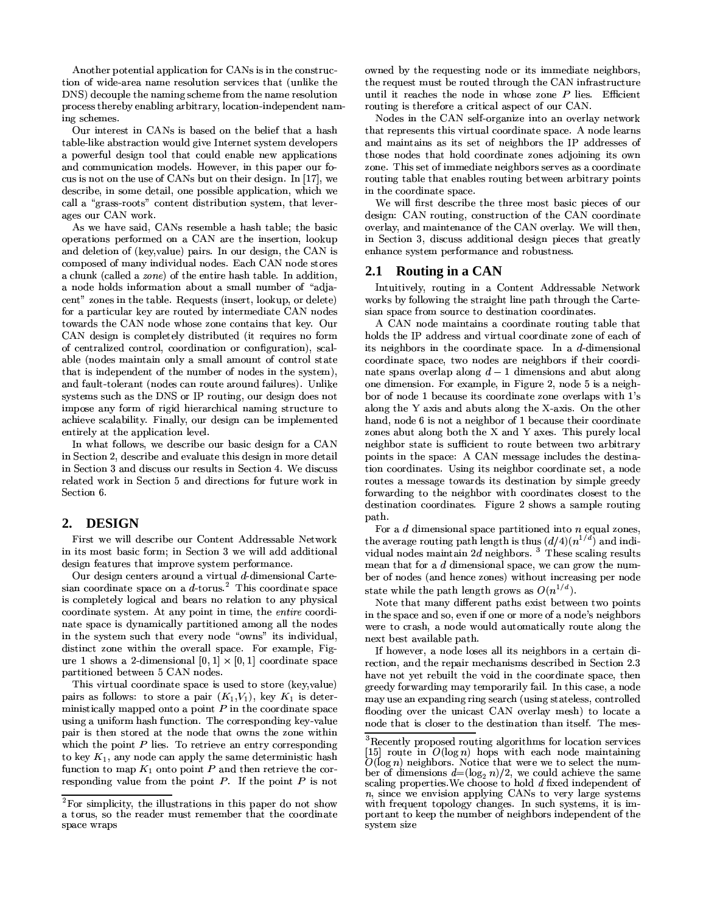Another potential application for CANs is in the construction of wide-area name resolution services that (unlike the DNS) decouple the naming scheme from the name resolution process thereby enabling arbitrary, location-independent naming schemes.

Our interest in CANs is based on the belief that a hash table-like abstraction would give Internet system developers a powerful design tool that could enable new applications and communication models. However, in this paper our focus is not on the use of CANs but on their design. In [17], we describe, in some detail, one possible application, which we call a "grass-roots" content distribution system, that leverages our CAN work.

As we have said, CANs resemble a hash table; the basic operations performed on a CAN are the insertion, lookup and deletion of (key,value) pairs. In our design, the CAN is composed of many individual nodes. Each CAN node stores a chunk (called a *zone*) of the entire hash table. In addition, a node holds information about a small number of "adjacent" zones in the table. Requests (insert, lookup, or delete) for a particular key are routed by intermediate CAN nodes towards the CAN node whose zone contains that key. Our CAN design is completely distributed (it requires no form of centralized control, coordination or configuration), scalable (nodes maintain only a small amount of control state that is independent of the number of nodes in the system), and fault-tolerant (nodes can route around failures). Unlike systems such as the DNS or IP routing, our design does not impose any form of rigid hierarchical naming structure to achieve scalability. Finally, our design can be implemented entirely at the application level.

In what follows, we describe our basic design for a CAN in Section 2, describe and evaluate this design in more detail in Section 3 and discuss our results in Section 4. We discuss related work in Section 5 and directions for future work in Section 6.

## 2. DESIGN

First we will describe our Content Addressable Network in its most basic form; in Section 3 we will add additional design features that improve system performance.

Our design centers around a virtual $d$-dimensional Cartesian coordinate space on a $d$-torus.[2] This coordinate space is completely logical and bears no relation to any physical coordinate system. At any point in time, the *entire* coordinate space is dynamically partitioned among all the nodes in the system such that every node "owns" its individual, distinct zone within the overall space. For example, Figure 1 shows a 2-dimensional $[0,1] \times [0,1]$ coordinate space partitioned between 5 CAN nodes.

This virtual coordinate space is used to store (key,value) pairs as follows: to store a pair ($K_1$,$V_1$), key $K_1$ is deterministically mapped onto a point $P$ in the coordinate space using a uniform hash function. The corresponding key-value pair is then stored at the node that owns the zone within which the point $P$ lies. To retrieve an entry corresponding to key $K_1$, any node can apply the same deterministic hash function to map $K_1$ onto point $P$ and then retrieve the corresponding value from the point $P$. If the point $P$ is not owned by the requesting node or its immediate neighbors, the request must be routed through the CAN infrastructure until it reaches the node in whose zone $P$ lies. Efficient routing is therefore a critical aspect of our CAN.

Nodes in the CAN self-organize into an overlay network that represents this virtual coordinate space. A node learns and maintains as its set of neighbors the IP addresses of those nodes that hold coordinate zones adjoining its own zone. This set of immediate neighbors serves as a coordinate routing table that enables routing between arbitrary points in the coordinate space.

We will first describe the three most basic pieces of our design: CAN routing, construction of the CAN coordinate overlay, and maintenance of the CAN overlay. We will then, in Section 3, discuss additional design pieces that greatly enhance system performance and robustness.

### 2.1 Routing in a CAN

Intuitively, routing in a Content Addressable Network works by following the straight line path through the Cartesian space from source to destination coordinates.

A CAN node maintains a coordinate routing table that holds the IP address and virtual coordinate zone of each of its neighbors in the coordinate space. In a $d$-dimensional coordinate space, two nodes are neighbors if their coordinate spans overlap along $d-1$ dimensions and abut along one dimension. For example, in Figure 2, node 5 is a neighbor of node 1 because its coordinate zone overlaps with 1's along the Y axis and abuts along the X-axis. On the other hand, node 6 is not a neighbor of 1 because their coordinate zones abut along both the X and Y axes. This purely local neighbor state is sufficient to route between two arbitrary points in the space: A CAN message includes the destination coordinates. Using its neighbor coordinate set, a node routes a message towards its destination by simple greedy forwarding to the neighbor with coordinates closest to the destination coordinates. Figure 2 shows a sample routing path.

For a $d$ dimensional space partitioned into $n$ equal zones, the average routing path length is thus $(d/4)(n^{1/d})$ and individual nodes maintain $2d$ neighbors.[3] These scaling results mean that for a $d$ dimensional space, we can grow the number of nodes (and hence zones) without increasing per node state while the path length grows as $O(n^{1/d})$.

Note that many different paths exist between two points in the space and so, even if one or more of a node's neighbors were to crash, a node would automatically route along the next best available path.

If however, a node loses all its neighbors in a certain direction, and the repair mechanisms described in Section 2.3 have not yet rebuilt the void in the coordinate space, then greedy forwarding may temporarily fail. In this case, a node may use an expanding ring search (using stateless, controlled flooding over the unicast CAN overlay mesh) to locate a node that is closer to the destination than itself. The mes-

---

[2] For simplicity, the illustrations in this paper do not show a torus, so the reader must remember that the coordinate space wraps

[3] Recently proposed routing algorithms for location services [15] route in $O(\log n)$ hops with each node maintaining $O(\log n)$ neighbors. Notice that were we to select the number of dimensions $d$=$(\log_2 n)/2$, we could achieve the same scaling properties.We choose to hold $d$ fixed independent of $n$, since we envision applying CANs to very large systems with frequent topology changes. In such systems, it is important to keep the number of neighbors independent of the system size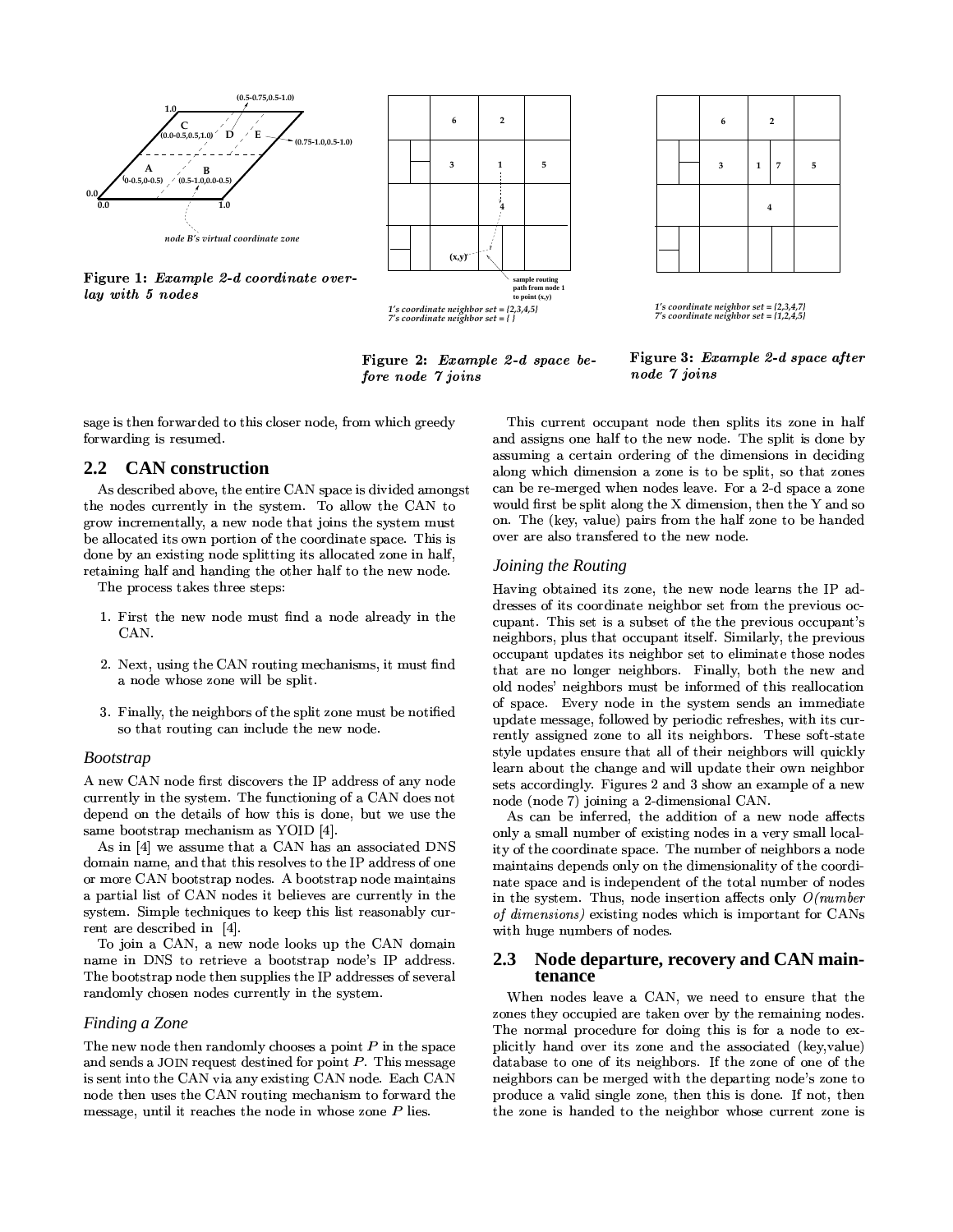**Figure 1:** *Example 2-d coordinate overlay with 5 nodes*

1's coordinate neighbor set = {2,3,4,5}
7's coordinate neighbor set = { }

**Figure 2:** *Example 2-d space before node 7 joins*

1's coordinate neighbor set = {2,3,4,7}
7's coordinate neighbor set = {1,2,4,5}

**Figure 3:** *Example 2-d space after node 7 joins*

sage is then forwarded to this closer node, from which greedy forwarding is resumed.

## 2.2 CAN construction

As described above, the entire CAN space is divided amongst the nodes currently in the system. To allow the CAN to grow incrementally, a new node that joins the system must be allocated its own portion of the coordinate space. This is done by an existing node splitting its allocated zone in half, retaining half and handing the other half to the new node.

The process takes three steps:

1. First the new node must find a node already in the CAN.
2. Next, using the CAN routing mechanisms, it must find a node whose zone will be split.
3. Finally, the neighbors of the split zone must be notified so that routing can include the new node.

### *Bootstrap*

A new CAN node first discovers the IP address of any node currently in the system. The functioning of a CAN does not depend on the details of how this is done, but we use the same bootstrap mechanism as YOID [4].

As in [4] we assume that a CAN has an associated DNS domain name, and that this resolves to the IP address of one or more CAN bootstrap nodes. A bootstrap node maintains a partial list of CAN nodes it believes are currently in the system. Simple techniques to keep this list reasonably current are described in [4].

To join a CAN, a new node looks up the CAN domain name in DNS to retrieve a bootstrap node's IP address. The bootstrap node then supplies the IP addresses of several randomly chosen nodes currently in the system.

### *Finding a Zone*

The new node then randomly chooses a point $P$ in the space and sends a JOIN request destined for point $P$. This message is sent into the CAN via any existing CAN node. Each CAN node then uses the CAN routing mechanism to forward the message, until it reaches the node in whose zone $P$ lies.

This current occupant node then splits its zone in half and assigns one half to the new node. The split is done by assuming a certain ordering of the dimensions in deciding along which dimension a zone is to be split, so that zones can be re-merged when nodes leave. For a 2-d space a zone would first be split along the X dimension, then the Y and so on. The (key, value) pairs from the half zone to be handed over are also transfered to the new node.

### *Joining the Routing*

Having obtained its zone, the new node learns the IP addresses of its coordinate neighbor set from the previous occupant. This set is a subset of the the previous occupant's neighbors, plus that occupant itself. Similarly, the previous occupant updates its neighbor set to eliminate those nodes that are no longer neighbors. Finally, both the new and old nodes' neighbors must be informed of this reallocation of space. Every node in the system sends an immediate update message, followed by periodic refreshes, with its currently assigned zone to all its neighbors. These soft-state style updates ensure that all of their neighbors will quickly learn about the change and will update their own neighbor sets accordingly. Figures 2 and 3 show an example of a new node (node 7) joining a 2-dimensional CAN.

As can be inferred, the addition of a new node affects only a small number of existing nodes in a very small locality of the coordinate space. The number of neighbors a node maintains depends only on the dimensionality of the coordinate space and is independent of the total number of nodes in the system. Thus, node insertion affects only *O(number of dimensions)* existing nodes which is important for CANs with huge numbers of nodes.

## 2.3 Node departure, recovery and CAN maintenance

When nodes leave a CAN, we need to ensure that the zones they occupied are taken over by the remaining nodes. The normal procedure for doing this is for a node to explicitly hand over its zone and the associated (key,value) database to one of its neighbors. If the zone of one of the neighbors can be merged with the departing node's zone to produce a valid single zone, then this is done. If not, then the zone is handed to the neighbor whose current zone is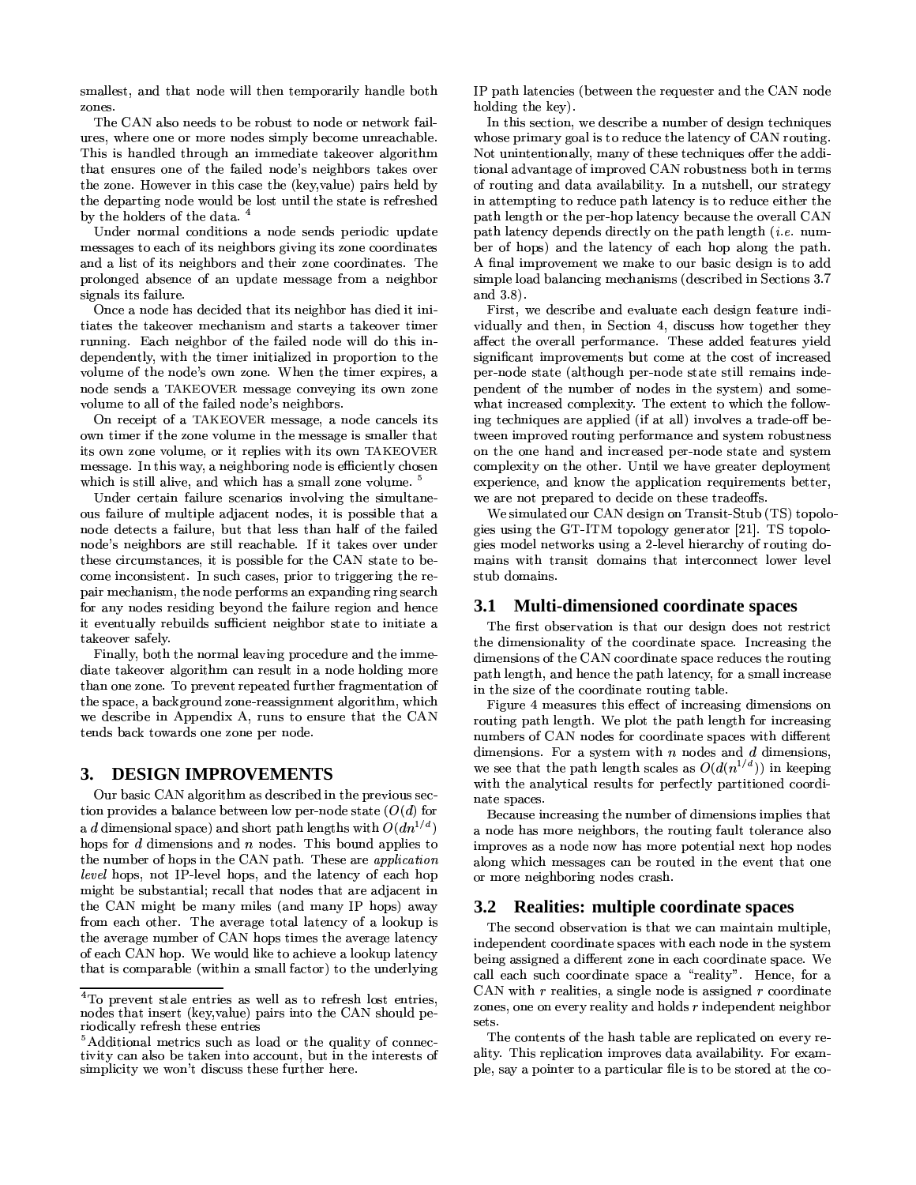smallest, and that node will then temporarily handle both zones.

The CAN also needs to be robust to node or network failures, where one or more nodes simply become unreachable. This is handled through an immediate takeover algorithm that ensures one of the failed node's neighbors takes over the zone. However in this case the (key,value) pairs held by the departing node would be lost until the state is refreshed by the holders of the data. [4]

Under normal conditions a node sends periodic update messages to each of its neighbors giving its zone coordinates and a list of its neighbors and their zone coordinates. The prolonged absence of an update message from a neighbor signals its failure.

Once a node has decided that its neighbor has died it initiates the takeover mechanism and starts a takeover timer running. Each neighbor of the failed node will do this independently, with the timer initialized in proportion to the volume of the node's own zone. When the timer expires, a node sends a TAKEOVER message conveying its own zone volume to all of the failed node's neighbors.

On receipt of a TAKEOVER message, a node cancels its own timer if the zone volume in the message is smaller that its own zone volume, or it replies with its own TAKEOVER message. In this way, a neighboring node is efficiently chosen which is still alive, and which has a small zone volume. [5]

Under certain failure scenarios involving the simultaneous failure of multiple adjacent nodes, it is possible that a node detects a failure, but that less than half of the failed node's neighbors are still reachable. If it takes over under these circumstances, it is possible for the CAN state to become inconsistent. In such cases, prior to triggering the repair mechanism, the node performs an expanding ring search for any nodes residing beyond the failure region and hence it eventually rebuilds sufficient neighbor state to initiate a takeover safely.

Finally, both the normal leaving procedure and the immediate takeover algorithm can result in a node holding more than one zone. To prevent repeated further fragmentation of the space, a background zone-reassignment algorithm, which we describe in Appendix A, runs to ensure that the CAN tends back towards one zone per node.

## 3. DESIGN IMPROVEMENTS

Our basic CAN algorithm as described in the previous section provides a balance between low per-node state ($O(d)$ for a $d$ dimensional space) and short path lengths with $O(dn^{1/d})$ hops for $d$ dimensions and $n$ nodes. This bound applies to the number of hops in the CAN path. These are *application level* hops, not IP-level hops, and the latency of each hop might be substantial; recall that nodes that are adjacent in the CAN might be many miles (and many IP hops) away from each other. The average total latency of a lookup is the average number of CAN hops times the average latency of each CAN hop. We would like to achieve a lookup latency that is comparable (within a small factor) to the underlying IP path latencies (between the requester and the CAN node holding the key).

In this section, we describe a number of design techniques whose primary goal is to reduce the latency of CAN routing. Not unintentionally, many of these techniques offer the additional advantage of improved CAN robustness both in terms of routing and data availability. In a nutshell, our strategy in attempting to reduce path latency is to reduce either the path length or the per-hop latency because the overall CAN path latency depends directly on the path length (*i.e.* number of hops) and the latency of each hop along the path. A final improvement we make to our basic design is to add simple load balancing mechanisms (described in Sections 3.7 and 3.8).

First, we describe and evaluate each design feature individually and then, in Section 4, discuss how together they affect the overall performance. These added features yield significant improvements but come at the cost of increased per-node state (although per-node state still remains independent of the number of nodes in the system) and somewhat increased complexity. The extent to which the following techniques are applied (if at all) involves a trade-off between improved routing performance and system robustness on the one hand and increased per-node state and system complexity on the other. Until we have greater deployment experience, and know the application requirements better, we are not prepared to decide on these tradeoffs.

We simulated our CAN design on Transit-Stub (TS) topologies using the GT-ITM topology generator [21]. TS topologies model networks using a 2-level hierarchy of routing domains with transit domains that interconnect lower level stub domains.

### 3.1 Multi-dimensioned coordinate spaces

The first observation is that our design does not restrict the dimensionality of the coordinate space. Increasing the dimensions of the CAN coordinate space reduces the routing path length, and hence the path latency, for a small increase in the size of the coordinate routing table.

Figure 4 measures this effect of increasing dimensions on routing path length. We plot the path length for increasing numbers of CAN nodes for coordinate spaces with different dimensions. For a system with $n$ nodes and $d$ dimensions, we see that the path length scales as $O(d(n^{1/d}))$ in keeping with the analytical results for perfectly partitioned coordinate spaces.

Because increasing the number of dimensions implies that a node has more neighbors, the routing fault tolerance also improves as a node now has more potential next hop nodes along which messages can be routed in the event that one or more neighboring nodes crash.

### 3.2 Realities: multiple coordinate spaces

The second observation is that we can maintain multiple, independent coordinate spaces with each node in the system being assigned a different zone in each coordinate space. We call each such coordinate space a "reality". Hence, for a CAN with $r$ realities, a single node is assigned $r$ coordinate zones, one on every reality and holds $r$ independent neighbor sets.

The contents of the hash table are replicated on every reality. This replication improves data availability. For example, say a pointer to a particular file is to be stored at the co-

---

[4] To prevent stale entries as well as to refresh lost entries, nodes that insert (key,value) pairs into the CAN should periodically refresh these entries

[5] Additional metrics such as load or the quality of connectivity can also be taken into account, but in the interests of simplicity we won't discuss these further here.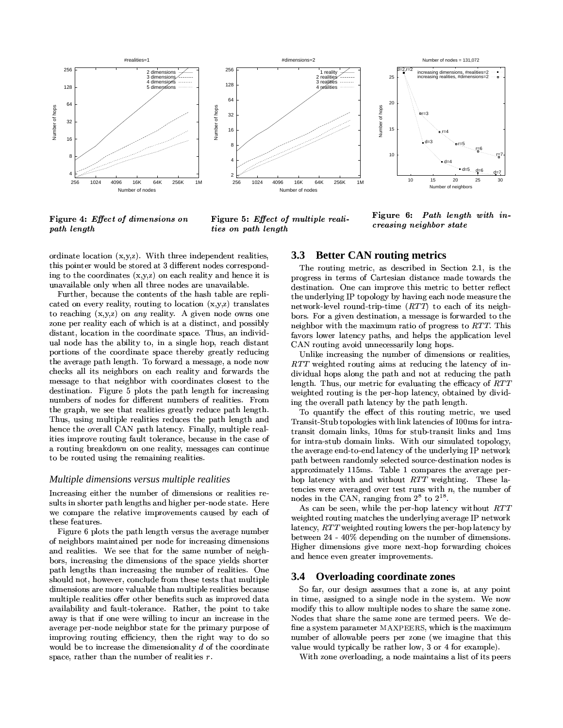Figure 4: *Effect of dimensions on path length*

Figure 5: *Effect of multiple realities on path length*

Figure 6: *Path length with increasing neighbor state*

ordinate location (x,y,z). With three independent realities, this pointer would be stored at 3 different nodes corresponding to the coordinates (x,y,z) on each reality and hence it is unavailable only when all three nodes are unavailable.

Further, because the contents of the hash table are replicated on every reality, routing to location (x,y,z) translates to reaching (x,y,z) on *any* reality. A given node owns one zone per reality each of which is at a distinct, and possibly distant, location in the coordinate space. Thus, an individual node has the ability to, in a single hop, reach distant portions of the coordinate space thereby greatly reducing the average path length. To forward a message, a node now checks all its neighbors on each reality and forwards the message to that neighbor with coordinates closest to the destination. Figure 5 plots the path length for increasing numbers of nodes for different numbers of realities. From the graph, we see that realities greatly reduce path length. Thus, using multiple realities reduces the path length and hence the overall CAN path latency. Finally, multiple realities improve routing fault tolerance, because in the case of a routing breakdown on one reality, messages can continue to be routed using the remaining realities.

### *Multiple dimensions versus multiple realities*

Increasing either the number of dimensions or realities results in shorter path lengths and higher per-node state. Here we compare the relative improvements caused by each of these features.

Figure 6 plots the path length versus the average number of neighbors maintained per node for increasing dimensions and realities. We see that for the same number of neighbors, increasing the dimensions of the space yields shorter path lengths than increasing the number of realities. One should not, however, conclude from these tests that multiple dimensions are more valuable than multiple realities because multiple realities offer other benefits such as improved data availability and fault-tolerance. Rather, the point to take away is that if one were willing to incur an increase in the average per-node neighbor state for the primary purpose of improving routing efficiency, then the right way to do so would be to increase the dimensionality $d$ of the coordinate space, rather than the number of realities $r$.

## 3.3 Better CAN routing metrics

The routing metric, as described in Section 2.1, is the progress in terms of Cartesian distance made towards the destination. One can improve this metric to better reflect the underlying IP topology by having each node measure the network-level round-trip-time ($RTT$) to each of its neighbors. For a given destination, a message is forwarded to the neighbor with the maximum ratio of progress to $RTT$. This favors lower latency paths, and helps the application level CAN routing avoid unnecessarily long hops.

Unlike increasing the number of dimensions or realities, $RTT$ weighted routing aims at reducing the latency of individual hops along the path and not at reducing the path length. Thus, our metric for evaluating the efficacy of $RTT$ weighted routing is the per-hop latency, obtained by dividing the overall path latency by the path length.

To quantify the effect of this routing metric, we used Transit-Stub topologies with link latencies of 100ms for intra-transit domain links, 10ms for stub-transit links and 1ms for intra-stub domain links. With our simulated topology, the average end-to-end latency of the underlying IP network path between randomly selected source-destination nodes is approximately 115ms. Table 1 compares the average per-hop latency with and without $RTT$ weighting. These latencies were averaged over test runs with $n$, the number of nodes in the CAN, ranging from $2^8$ to $2^{18}$.

As can be seen, while the per-hop latency without $RTT$ weighted routing matches the underlying average IP network latency, $RTT$ weighted routing lowers the per-hop latency by between 24 - 40% depending on the number of dimensions. Higher dimensions give more next-hop forwarding choices and hence even greater improvements.

## 3.4 Overloading coordinate zones

So far, our design assumes that a zone is, at any point in time, assigned to a single node in the system. We now modify this to allow multiple nodes to share the same zone. Nodes that share the same zone are termed peers. We define a system parameter MAXPEERS, which is the maximum number of allowable peers per zone (we imagine that this value would typically be rather low, 3 or 4 for example).

With zone overloading, a node maintains a list of its peers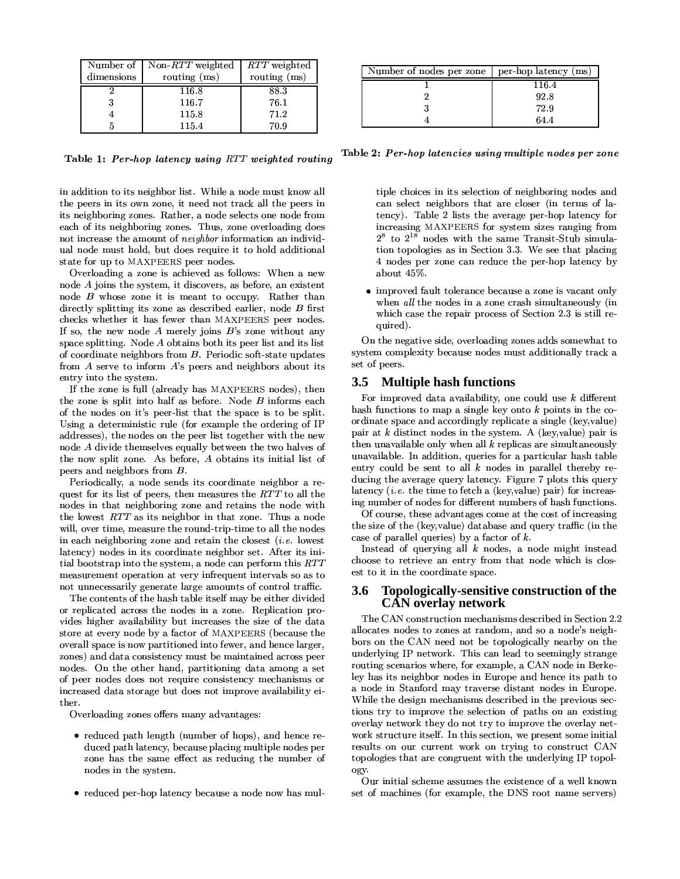| Number of dimensions | Non-*RTT* weighted routing (ms) | *RTT* weighted routing (ms) |
|---|---|---|
| 2 | 116.8 | 88.3 |
| 3 | 116.7 | 76.1 |
| 4 | 115.8 | 71.2 |
| 5 | 115.4 | 70.9 |

**Table 1: *Per-hop latency using RTT weighted routing***

| Number of nodes per zone | per-hop latency (ms) |
|---|---|
| 1 | 116.4 |
| 2 | 92.8 |
| 3 | 72.9 |
| 4 | 64.4 |

**Table 2: *Per-hop latencies using multiple nodes per zone***

in addition to its neighbor list. While a node must know all the peers in its own zone, it need not track all the peers in its neighboring zones. Rather, a node selects one node from each of its neighboring zones. Thus, zone overloading does not increase the amount of *neighbor* information an individual node must hold, but does require it to hold additional state for up to MAXPEERS peer nodes.

Overloading a zone is achieved as follows: When a new node $A$ joins the system, it discovers, as before, an existent node $B$ whose zone it is meant to occupy. Rather than directly splitting its zone as described earlier, node $B$ first checks whether it has fewer than MAXPEERS peer nodes. If so, the new node $A$ merely joins $B$'s zone without any space splitting. Node $A$ obtains both its peer list and its list of coordinate neighbors from $B$. Periodic soft-state updates from $A$ serve to inform $A$'s peers and neighbors about its entry into the system.

If the zone is full (already has MAXPEERS nodes), then the zone is split into half as before. Node $B$ informs each of the nodes on it's peer-list that the space is to be split. Using a deterministic rule (for example the ordering of IP addresses), the nodes on the peer list together with the new node $A$ divide themselves equally between the two halves of the now split zone. As before, $A$ obtains its initial list of peers and neighbors from $B$.

Periodically, a node sends its coordinate neighbor a request for its list of peers, then measures the *RTT* to all the nodes in that neighboring zone and retains the node with the lowest *RTT* as its neighbor in that zone. Thus a node will, over time, measure the round-trip-time to all the nodes in each neighboring zone and retain the closest (*i.e.* lowest latency) nodes in its coordinate neighbor set. After its initial bootstrap into the system, a node can perform this *RTT* measurement operation at very infrequent intervals so as to not unnecessarily generate large amounts of control traffic.

The contents of the hash table itself may be either divided or replicated across the nodes in a zone. Replication provides higher availability but increases the size of the data store at every node by a factor of MAXPEERS (because the overall space is now partitioned into fewer, and hence larger, zones) and data consistency must be maintained across peer nodes. On the other hand, partitioning data among a set of peer nodes does not require consistency mechanisms or increased data storage but does not improve availability either.

Overloading zones offers many advantages:

- reduced path length (number of hops), and hence reduced path latency, because placing multiple nodes per zone has the same effect as reducing the number of nodes in the system.
- reduced per-hop latency because a node now has multiple choices in its selection of neighboring nodes and can select neighbors that are closer (in terms of latency). Table 2 lists the average per-hop latency for increasing MAXPEERS for system sizes ranging from $2^8$ to $2^{18}$ nodes with the same Transit-Stub simulation topologies as in Section 3.3. We see that placing 4 nodes per zone can reduce the per-hop latency by about 45%.
- improved fault tolerance because a zone is vacant only when *all* the nodes in a zone crash simultaneously (in which case the repair process of Section 2.3 is still required).

On the negative side, overloading zones adds somewhat to system complexity because nodes must additionally track a set of peers.

## 3.5 Multiple hash functions

For improved data availability, one could use $k$ different hash functions to map a single key onto $k$ points in the coordinate space and accordingly replicate a single (key,value) pair at $k$ distinct nodes in the system. A (key,value) pair is then unavailable only when all $k$ replicas are simultaneously unavailable. In addition, queries for a particular hash table entry could be sent to all $k$ nodes in parallel thereby reducing the average query latency. Figure 7 plots this query latency (*i.e.* the time to fetch a (key,value) pair) for increasing number of nodes for different numbers of hash functions.

Of course, these advantages come at the cost of increasing the size of the (key,value) database and query traffic (in the case of parallel queries) by a factor of $k$.

Instead of querying all $k$ nodes, a node might instead choose to retrieve an entry from that node which is closest to it in the coordinate space.

## 3.6 Topologically-sensitive construction of the CAN overlay network

The CAN construction mechanisms described in Section 2.2 allocates nodes to zones at random, and so a node's neighbors on the CAN need not be topologically nearby on the underlying IP network. This can lead to seemingly strange routing scenarios where, for example, a CAN node in Berkeley has its neighbor nodes in Europe and hence its path to a node in Stanford may traverse distant nodes in Europe. While the design mechanisms described in the previous sections try to improve the selection of paths on an existing overlay network they do not try to improve the overlay network structure itself. In this section, we present some initial results on our current work on trying to construct CAN topologies that are congruent with the underlying IP topology.

Our initial scheme assumes the existence of a well known set of machines (for example, the DNS root name servers)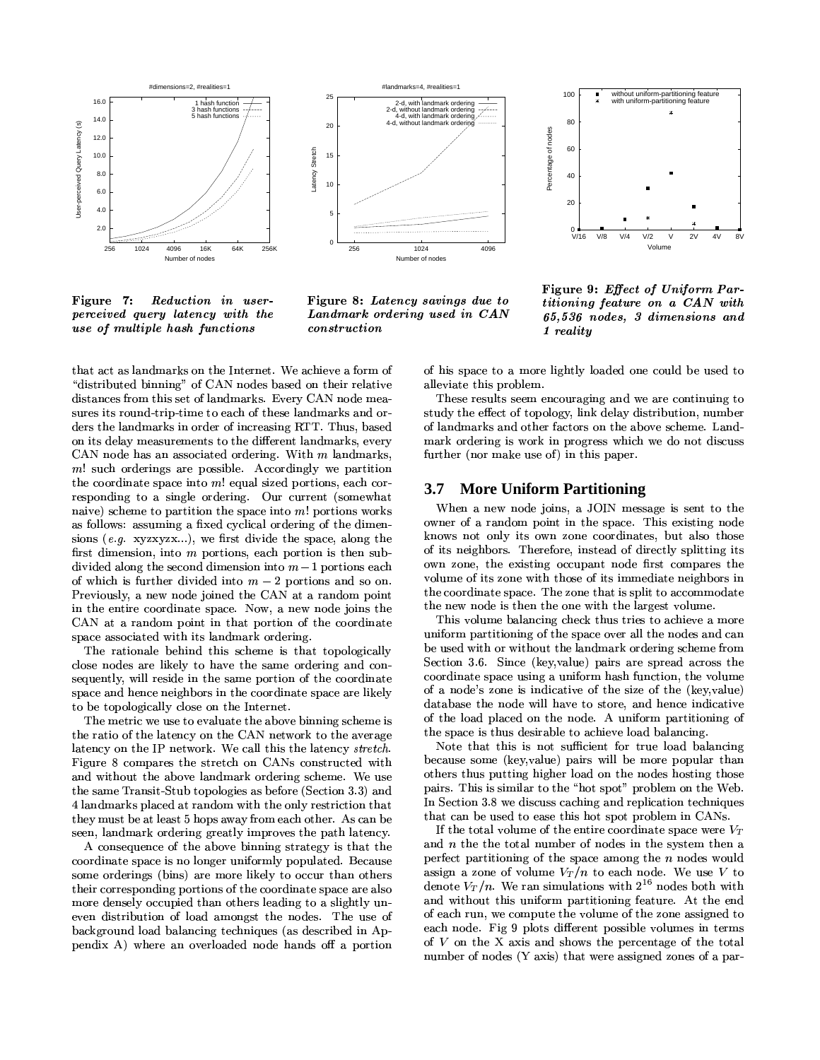**Figure 7: *Reduction in user-perceived query latency with the use of multiple hash functions***

**Figure 8: *Latency savings due to Landmark ordering used in CAN construction***

**Figure 9: *Effect of Uniform Partitioning feature on a CAN with 65,536 nodes, 3 dimensions and 1 reality***

that act as landmarks on the Internet. We achieve a form of "distributed binning" of CAN nodes based on their relative distances from this set of landmarks. Every CAN node measures its round-trip-time to each of these landmarks and orders the landmarks in order of increasing RTT. Thus, based on its delay measurements to the different landmarks, every CAN node has an associated ordering. With $m$ landmarks, $m!$ such orderings are possible. Accordingly we partition the coordinate space into $m!$ equal sized portions, each corresponding to a single ordering. Our current (somewhat naive) scheme to partition the space into $m!$ portions works as follows: assuming a fixed cyclical ordering of the dimensions (*e.g.* xyzxyzx...), we first divide the space, along the first dimension, into $m$ portions, each portion is then subdivided along the second dimension into $m-1$ portions each of which is further divided into $m-2$ portions and so on. Previously, a new node joined the CAN at a random point in the entire coordinate space. Now, a new node joins the CAN at a random point in that portion of the coordinate space associated with its landmark ordering.

The rationale behind this scheme is that topologically close nodes are likely to have the same ordering and consequently, will reside in the same portion of the coordinate space and hence neighbors in the coordinate space are likely to be topologically close on the Internet.

The metric we use to evaluate the above binning scheme is the ratio of the latency on the CAN network to the average latency on the IP network. We call this the latency *stretch*. Figure 8 compares the stretch on CANs constructed with and without the above landmark ordering scheme. We use the same Transit-Stub topologies as before (Section 3.3) and 4 landmarks placed at random with the only restriction that they must be at least 5 hops away from each other. As can be seen, landmark ordering greatly improves the path latency.

A consequence of the above binning strategy is that the coordinate space is no longer uniformly populated. Because some orderings (bins) are more likely to occur than others their corresponding portions of the coordinate space are also more densely occupied than others leading to a slightly uneven distribution of load amongst the nodes. The use of background load balancing techniques (as described in Appendix A) where an overloaded node hands off a portion of his space to a more lightly loaded one could be used to alleviate this problem.

These results seem encouraging and we are continuing to study the effect of topology, link delay distribution, number of landmarks and other factors on the above scheme. Landmark ordering is work in progress which we do not discuss further (nor make use of) in this paper.

## 3.7 More Uniform Partitioning

When a new node joins, a JOIN message is sent to the owner of a random point in the space. This existing node knows not only its own zone coordinates, but also those of its neighbors. Therefore, instead of directly splitting its own zone, the existing occupant node first compares the volume of its zone with those of its immediate neighbors in the coordinate space. The zone that is split to accommodate the new node is then the one with the largest volume.

This volume balancing check thus tries to achieve a more uniform partitioning of the space over all the nodes and can be used with or without the landmark ordering scheme from Section 3.6. Since (key,value) pairs are spread across the coordinate space using a uniform hash function, the volume of a node's zone is indicative of the size of the (key,value) database the node will have to store, and hence indicative of the load placed on the node. A uniform partitioning of the space is thus desirable to achieve load balancing.

Note that this is not sufficient for true load balancing because some (key,value) pairs will be more popular than others thus putting higher load on the nodes hosting those pairs. This is similar to the "hot spot" problem on the Web. In Section 3.8 we discuss caching and replication techniques that can be used to ease this hot spot problem in CANs.

If the total volume of the entire coordinate space were $V_T$ and $n$ the the total number of nodes in the system then a perfect partitioning of the space among the $n$ nodes would assign a zone of volume $V_T/n$ to each node. We use $V$ to denote $V_T/n$. We ran simulations with $2^{16}$ nodes both with and without this uniform partitioning feature. At the end of each run, we compute the volume of the zone assigned to each node. Fig 9 plots different possible volumes in terms of $V$ on the X axis and shows the percentage of the total number of nodes (Y axis) that were assigned zones of a par-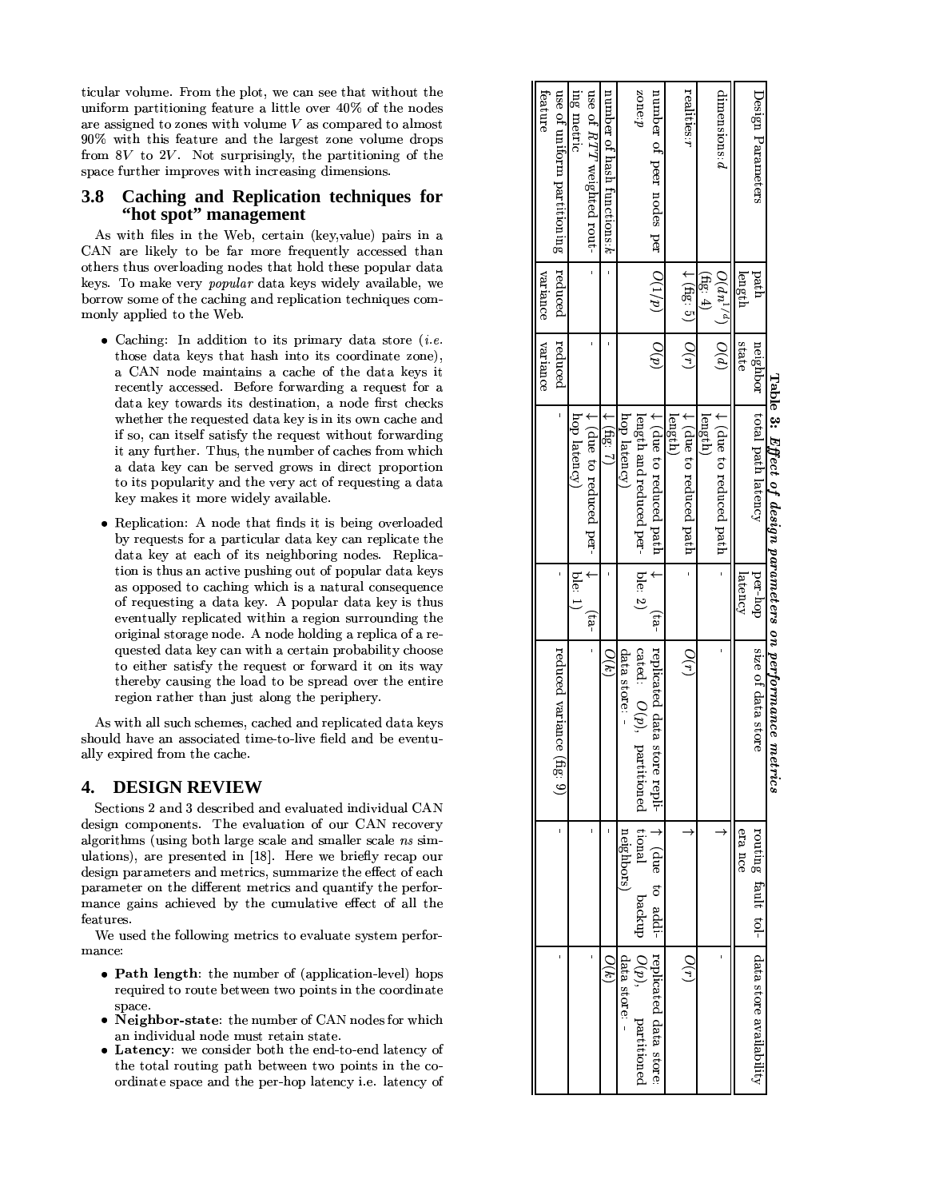ticular volume. From the plot, we can see that without the uniform partitioning feature a little over 40% of the nodes are assigned to zones with volume $V$ as compared to almost 90% with this feature and the largest zone volume drops from $8V$ to $2V$. Not surprisingly, the partitioning of the space further improves with increasing dimensions.

### 3.8 Caching and Replication techniques for "hot spot" management

As with files in the Web, certain (key,value) pairs in a CAN are likely to be far more frequently accessed than others thus overloading nodes that hold these popular data keys. To make very *popular* data keys widely available, we borrow some of the caching and replication techniques commonly applied to the Web.

- Caching: In addition to its primary data store (*i.e.* those data keys that hash into its coordinate zone), a CAN node maintains a cache of the data keys it recently accessed. Before forwarding a request for a data key towards its destination, a node first checks whether the requested data key is in its own cache and if so, can itself satisfy the request without forwarding it any further. Thus, the number of caches from which a data key can be served grows in direct proportion to its popularity and the very act of requesting a data key makes it more widely available.
- Replication: A node that finds it is being overloaded by requests for a particular data key can replicate the data key at each of its neighboring nodes. Replication is thus an active pushing out of popular data keys as opposed to caching which is a natural consequence of requesting a data key. A popular data key is thus eventually replicated within a region surrounding the original storage node. A node holding a replica of a requested data key can with a certain probability choose to either satisfy the request or forward it on its way thereby causing the load to be spread over the entire region rather than just along the periphery.

As with all such schemes, cached and replicated data keys should have an associated time-to-live field and be eventually expired from the cache.

## 4. DESIGN REVIEW

Sections 2 and 3 described and evaluated individual CAN design components. The evaluation of our CAN recovery algorithms (using both large scale and smaller scale *ns* simulations), are presented in [18]. Here we briefly recap our design parameters and metrics, summarize the effect of each parameter on the different metrics and quantify the performance gains achieved by the cumulative effect of all the features.

We used the following metrics to evaluate system performance:

- **Path length**: the number of (application-level) hops required to route between two points in the coordinate space.
- **Neighbor-state**: the number of CAN nodes for which an individual node must retain state.
- **Latency**: we consider both the end-to-end latency of the total routing path between two points in the coordinate space and the per-hop latency i.e. latency of

**Table 3: *Effect of design parameters on performance metrics***

| Design Parameters | path length | neighbor state | total path latency | per-hop latency | size of data store | routing fault tolerance | data store availability |
|---|---|---|---|---|---|---|---|
| dimensions: $d$ | $O(dn^{1/d})$ (fig: 4) | $O(d)$ | ↓ (due to reduced path length) | - | - | ↑ | - |
| realities: $r$ | ↓ (fig: 5) | $O(r)$ | ↓ (due to reduced path length) | - | $O(r)$ | ↑ | $O(r)$ |
| number of peer nodes per zone: $p$ | $O(1/p)$ | $O(p)$ | ↓ (due to reduced path length and reduced per-hop latency) | ↓ (table: 2) | replicated data store: $O(p)$, partitioned data store: - | ↑ (due to additional backup neighbors) | replicated data store: $O(p)$, partitioned data store: - |
| number of hash functions: $k$ | - | - | ↓ (fig: 7) | - | $O(k)$ | - | $O(k)$ |
| use of $RTT$ weighted routing metric | - | - | ↓ (due to reduced per-hop latency) | ↓ (table: 1) | - | - | - |
| use of uniform partitioning feature | reduced variance | reduced variance | - | - | reduced variance (fig: 9) | - | - |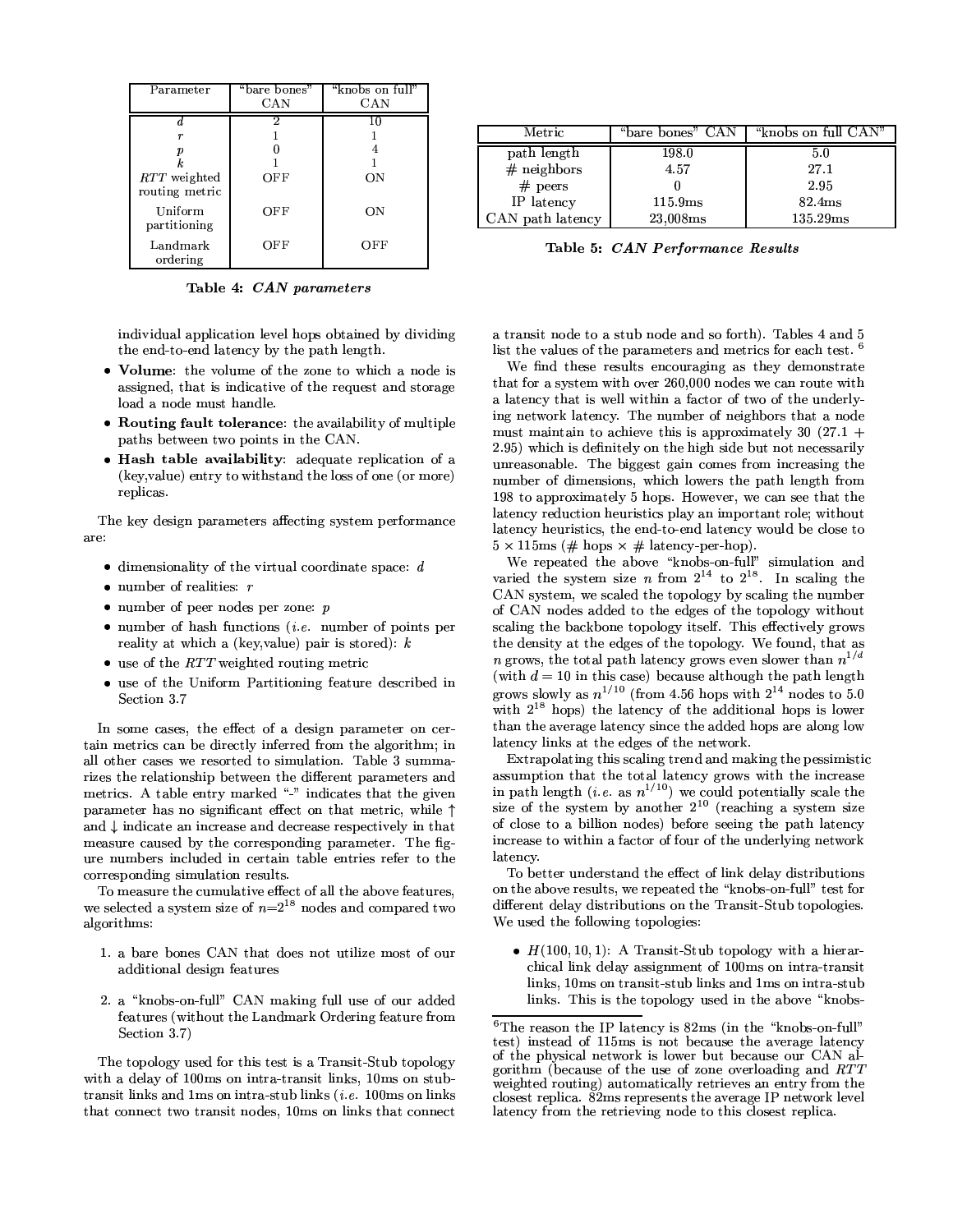| Parameter | "bare bones" CAN | "knobs on full" CAN |
|---|---|---|
| $d$ | 2 | 10 |
| $r$ | 1 | 1 |
| $p$ | 0 | 4 |
| $k$ | 1 | 1 |
| $RTT$ weighted routing metric | OFF | ON |
| Uniform partitioning | OFF | ON |
| Landmark ordering | OFF | OFF |

**Table 4:** ***CAN parameters***

| Metric | "bare bones" CAN | "knobs on full CAN" |
|---|---|---|
| path length | 198.0 | 5.0 |
| # neighbors | 4.57 | 27.1 |
| # peers | 0 | 2.95 |
| IP latency | 115.9ms | 82.4ms |
| CAN path latency | 23,008ms | 135.29ms |

**Table 5:** ***CAN Performance Results***

individual application level hops obtained by dividing the end-to-end latency by the path length.

- **Volume**: the volume of the zone to which a node is assigned, that is indicative of the request and storage load a node must handle.
- **Routing fault tolerance**: the availability of multiple paths between two points in the CAN.
- **Hash table availability**: adequate replication of a (key,value) entry to withstand the loss of one (or more) replicas.

The key design parameters affecting system performance are:

- dimensionality of the virtual coordinate space: $d$
- number of realities: $r$
- number of peer nodes per zone: $p$
- number of hash functions (*i.e.* number of points per reality at which a (key,value) pair is stored): $k$
- use of the $RTT$ weighted routing metric
- use of the Uniform Partitioning feature described in Section 3.7

In some cases, the effect of a design parameter on certain metrics can be directly inferred from the algorithm; in all other cases we resorted to simulation. Table 3 summarizes the relationship between the different parameters and metrics. A table entry marked "-" indicates that the given parameter has no significant effect on that metric, while ↑ and ↓ indicate an increase and decrease respectively in that measure caused by the corresponding parameter. The figure numbers included in certain table entries refer to the corresponding simulation results.

To measure the cumulative effect of all the above features, we selected a system size of $n$=$2^{18}$ nodes and compared two algorithms:

1. a bare bones CAN that does not utilize most of our additional design features
2. a "knobs-on-full" CAN making full use of our added features (without the Landmark Ordering feature from Section 3.7)

The topology used for this test is a Transit-Stub topology with a delay of 100ms on intra-transit links, 10ms on stub-transit links and 1ms on intra-stub links (*i.e.* 100ms on links that connect two transit nodes, 10ms on links that connect a transit node to a stub node and so forth). Tables 4 and 5 list the values of the parameters and metrics for each test. [6]

We find these results encouraging as they demonstrate that for a system with over 260,000 nodes we can route with a latency that is well within a factor of two of the underlying network latency. The number of neighbors that a node must maintain to achieve this is approximately 30 (27.1 + 2.95) which is definitely on the high side but not necessarily unreasonable. The biggest gain comes from increasing the number of dimensions, which lowers the path length from 198 to approximately 5 hops. However, we can see that the latency reduction heuristics play an important role; without latency heuristics, the end-to-end latency would be close to $5 \times 115$ms (# hops × # latency-per-hop).

We repeated the above "knobs-on-full" simulation and varied the system size $n$ from $2^{14}$ to $2^{18}$. In scaling the CAN system, we scaled the topology by scaling the number of CAN nodes added to the edges of the topology without scaling the backbone topology itself. This effectively grows the density at the edges of the topology. We found, that as $n$ grows, the total path latency grows even slower than $n^{1/d}$ (with $d = 10$ in this case) because although the path length grows slowly as $n^{1/10}$ (from 4.56 hops with $2^{14}$ nodes to 5.0 with $2^{18}$ hops) the latency of the additional hops is lower than the average latency since the added hops are along low latency links at the edges of the network.

Extrapolating this scaling trend and making the pessimistic assumption that the total latency grows with the increase in path length (*i.e.* as $n^{1/10}$) we could potentially scale the size of the system by another $2^{10}$ (reaching a system size of close to a billion nodes) before seeing the path latency increase to within a factor of four of the underlying network latency.

To better understand the effect of link delay distributions on the above results, we repeated the "knobs-on-full" test for different delay distributions on the Transit-Stub topologies. We used the following topologies:

- $H(100, 10, 1)$: A Transit-Stub topology with a hierarchical link delay assignment of 100ms on intra-transit links, 10ms on transit-stub links and 1ms on intra-stub links. This is the topology used in the above "knobs-

[6] The reason the IP latency is 82ms (in the "knobs-on-full" test) instead of 115ms is not because the average latency of the physical network is lower but because our CAN algorithm (because of the use of zone overloading and $RTT$ weighted routing) automatically retrieves an entry from the closest replica. 82ms represents the average IP network level latency from the retrieving node to this closest replica.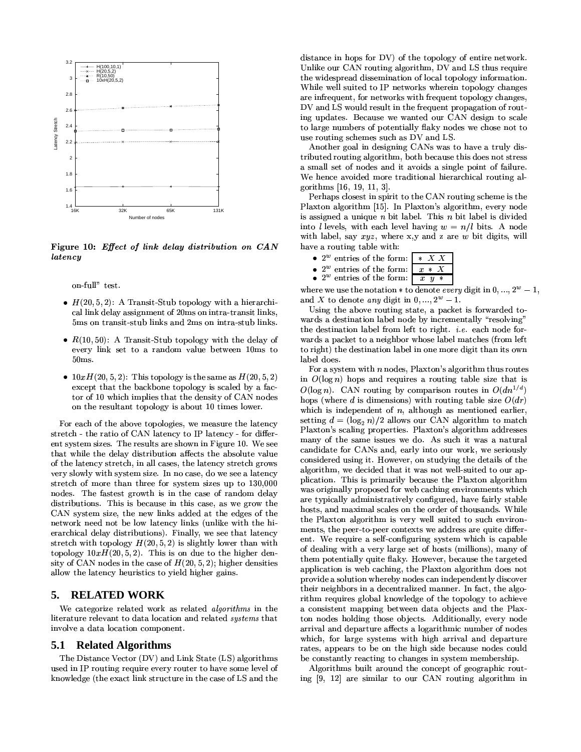3.2

3

2.8

2.6

2.4

2.2

2

1.8

1.6

1.4

16K 32K 65K 131K

Number of nodes

Latency Stretch

H(100,10,1)
H(20,5,2)
R(10,50)
10xH(20,5,2)

**Figure 10:** ***Effect of link delay distribution on CAN latency***

on-full" test.

- $H(20, 5, 2)$: A Transit-Stub topology with a hierarchical link delay assignment of 20ms on intra-transit links, 5ms on transit-stub links and 2ms on intra-stub links.
- $R(10, 50)$: A Transit-Stub topology with the delay of every link set to a random value between 10ms to 50ms.
- $10xH(20, 5, 2)$: This topology is the same as $H(20, 5, 2)$ except that the backbone topology is scaled by a factor of 10 which implies that the density of CAN nodes on the resultant topology is about 10 times lower.

For each of the above topologies, we measure the latency stretch - the ratio of CAN latency to IP latency - for different system sizes. The results are shown in Figure 10. We see that while the delay distribution affects the absolute value of the latency stretch, in all cases, the latency stretch grows very slowly with system size. In no case, do we see a latency stretch of more than three for system sizes up to 130,000 nodes. The fastest growth is in the case of random delay distributions. This is because in this case, as we grow the CAN system size, the new links added at the edges of the network need not be low latency links (unlike with the hierarchical delay distributions). Finally, we see that latency stretch with topology $H(20, 5, 2)$ is slightly lower than with topology $10xH(20, 5, 2)$. This is on due to the higher density of CAN nodes in the case of $H(20, 5, 2)$; higher densities allow the latency heuristics to yield higher gains.

## 5. RELATED WORK

We categorize related work as related *algorithms* in the literature relevant to data location and related *systems* that involve a data location component.

### 5.1 Related Algorithms

The Distance Vector (DV) and Link State (LS) algorithms used in IP routing require every router to have some level of knowledge (the exact link structure in the case of LS and the distance in hops for DV) of the topology of entire network. Unlike our CAN routing algorithm, DV and LS thus require the widespread dissemination of local topology information. While well suited to IP networks wherein topology changes are infrequent, for networks with frequent topology changes, DV and LS would result in the frequent propagation of routing updates. Because we wanted our CAN design to scale to large numbers of potentially flaky nodes we chose not to use routing schemes such as DV and LS.

Another goal in designing CANs was to have a truly distributed routing algorithm, both because this does not stress a small set of nodes and it avoids a single point of failure. We hence avoided more traditional hierarchical routing algorithms [16, 19, 11, 3].

Perhaps closest in spirit to the CAN routing scheme is the Plaxton algorithm [15]. In Plaxton's algorithm, every node is assigned a unique $n$ bit label. This $n$ bit label is divided into $l$ levels, with each level having $w = n/l$ bits. A node with label, say $xyz$, where x,y and z are $w$ bit digits, will have a routing table with:

- $2^w$ entries of the form: $* \ X \ X$
- $2^w$ entries of the form: $x \ * \ X$
- $2^w$ entries of the form: $x \ y \ *$

where we use the notation $*$ to denote *every* digit in $0, ..., 2^w - 1$, and $X$ to denote *any* digit in $0, ..., 2^w - 1$.

Using the above routing state, a packet is forwarded towards a destination label node by incrementally "resolving" the destination label from left to right. *i.e.* each node forwards a packet to a neighbor whose label matches (from left to right) the destination label in one more digit than its own label does.

For a system with $n$ nodes, Plaxton's algorithm thus routes in $O(\log n)$ hops and requires a routing table size that is $O(\log n)$. CAN routing by comparison routes in $O(dn^{1/d})$ hops (where $d$ is dimensions) with routing table size $O(dr)$ which is independent of $n$, although as mentioned earlier, setting $d = (\log_2 n)/2$ allows our CAN algorithm to match Plaxton's scaling properties. Plaxton's algorithm addresses many of the same issues we do. As such it was a natural candidate for CANs and, early into our work, we seriously considered using it. However, on studying the details of the algorithm, we decided that it was not well-suited to our application. This is primarily because the Plaxton algorithm was originally proposed for web caching environments which are typically administratively configured, have fairly stable hosts, and maximal scales on the order of thousands. While the Plaxton algorithm is very well suited to such environments, the peer-to-peer contexts we address are quite different. We require a self-configuring system which is capable of dealing with a very large set of hosts (millions), many of them potentially quite flaky. However, because the targeted application is web caching, the Plaxton algorithm does not provide a solution whereby nodes can independently discover their neighbors in a decentralized manner. In fact, the algorithm requires global knowledge of the topology to achieve a consistent mapping between data objects and the Plaxton nodes holding those objects. Additionally, every node arrival and departure affects a logarithmic number of nodes which, for large systems with high arrival and departure rates, appears to be on the high side because nodes could be constantly reacting to changes in system membership.

Algorithms built around the concept of geographic routing [9, 12] are similar to our CAN routing algorithm in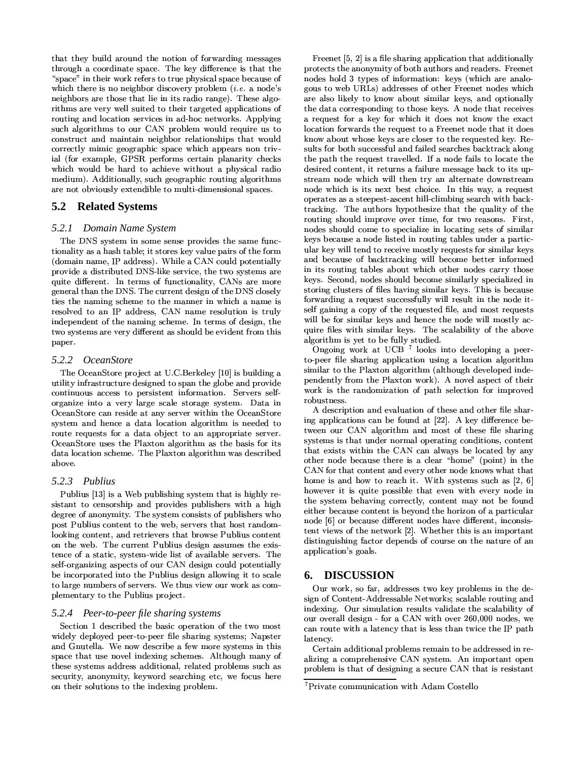that they build around the notion of forwarding messages through a coordinate space. The key difference is that the "space" in their work refers to true physical space because of which there is no neighbor discovery problem (*i.e.* a node's neighbors are those that lie in its radio range). These algorithms are very well suited to their targeted applications of routing and location services in ad-hoc networks. Applying such algorithms to our CAN problem would require us to construct and maintain neighbor relationships that would correctly mimic geographic space which appears non trivial (for example, GPSR performs certain planarity checks which would be hard to achieve without a physical radio medium). Additionally, such geographic routing algorithms are not obviously extendible to multi-dimensional spaces.

## 5.2 Related Systems

### 5.2.1 Domain Name System

The DNS system in some sense provides the same functionality as a hash table; it stores key value pairs of the form (domain name, IP address). While a CAN could potentially provide a distributed DNS-like service, the two systems are quite different. In terms of functionality, CANs are more general than the DNS. The current design of the DNS closely ties the naming scheme to the manner in which a name is resolved to an IP address, CAN name resolution is truly independent of the naming scheme. In terms of design, the two systems are very different as should be evident from this paper.

### 5.2.2 OceanStore

The OceanStore project at U.C.Berkeley [10] is building a utility infrastructure designed to span the globe and provide continuous access to persistent information. Servers self-organize into a very large scale storage system. Data in OceanStore can reside at any server within the OceanStore system and hence a data location algorithm is needed to route requests for a data object to an appropriate server. OceanStore uses the Plaxton algorithm as the basis for its data location scheme. The Plaxton algorithm was described above.

### 5.2.3 Publius

Publius [13] is a Web publishing system that is highly resistant to censorship and provides publishers with a high degree of anonymity. The system consists of publishers who post Publius content to the web, servers that host random-looking content, and retrievers that browse Publius content on the web. The current Publius design assumes the existence of a static, system-wide list of available servers. The self-organizing aspects of our CAN design could potentially be incorporated into the Publius design allowing it to scale to large numbers of servers. We thus view our work as complementary to the Publius project.

### 5.2.4 Peer-to-peer file sharing systems

Section 1 described the basic operation of the two most widely deployed peer-to-peer file sharing systems; Napster and Gnutella. We now describe a few more systems in this space that use novel indexing schemes. Although many of these systems address additional, related problems such as security, anonymity, keyword searching etc, we focus here on their solutions to the indexing problem.

Freenet [5, 2] is a file sharing application that additionally protects the anonymity of both authors and readers. Freenet nodes hold 3 types of information: keys (which are analogous to web URLs) addresses of other Freenet nodes which are also likely to know about similar keys, and optionally the data corresponding to those keys. A node that receives a request for a key for which it does not know the exact location forwards the request to a Freenet node that it does know about whose keys are closer to the requested key. Results for both successful and failed searches backtrack along the path the request travelled. If a node fails to locate the desired content, it returns a failure message back to its upstream node which will then try an alternate downstream node which is its next best choice. In this way, a request operates as a steepest-ascent hill-climbing search with backtracking. The authors hypothesize that the quality of the routing should improve over time, for two reasons. First, nodes should come to specialize in locating sets of similar keys because a node listed in routing tables under a particular key will tend to receive mostly requests for similar keys and because of backtracking will become better informed in its routing tables about which other nodes carry those keys. Second, nodes should become similarly specialized in storing clusters of files having similar keys. This is because forwarding a request successfully will result in the node itself gaining a copy of the requested file, and most requests will be for similar keys and hence the node will mostly acquire files with similar keys. The scalability of the above algorithm is yet to be fully studied.

Ongoing work at UCB [7] looks into developing a peer-to-peer file sharing application using a location algorithm similar to the Plaxton algorithm (although developed independently from the Plaxton work). A novel aspect of their work is the randomization of path selection for improved robustness.

A description and evaluation of these and other file sharing applications can be found at [22]. A key difference between our CAN algorithm and most of these file sharing systems is that under normal operating conditions, content that exists within the CAN can always be located by any other node because there is a clear "home" (point) in the CAN for that content and every other node knows what that home is and how to reach it. With systems such as [2, 6] however it is quite possible that even with every node in the system behaving correctly, content may not be found either because content is beyond the horizon of a particular node [6] or because different nodes have different, inconsistent views of the network [2]. Whether this is an important distinguishing factor depends of course on the nature of an application's goals.

# 6. DISCUSSION

Our work, so far, addresses two key problems in the design of Content-Addressable Networks; scalable routing and indexing. Our simulation results validate the scalability of our overall design - for a CAN with over 260,000 nodes, we can route with a latency that is less than twice the IP path latency.

Certain additional problems remain to be addressed in realizing a comprehensive CAN system. An important open problem is that of designing a secure CAN that is resistant

[7] Private communication with Adam Costello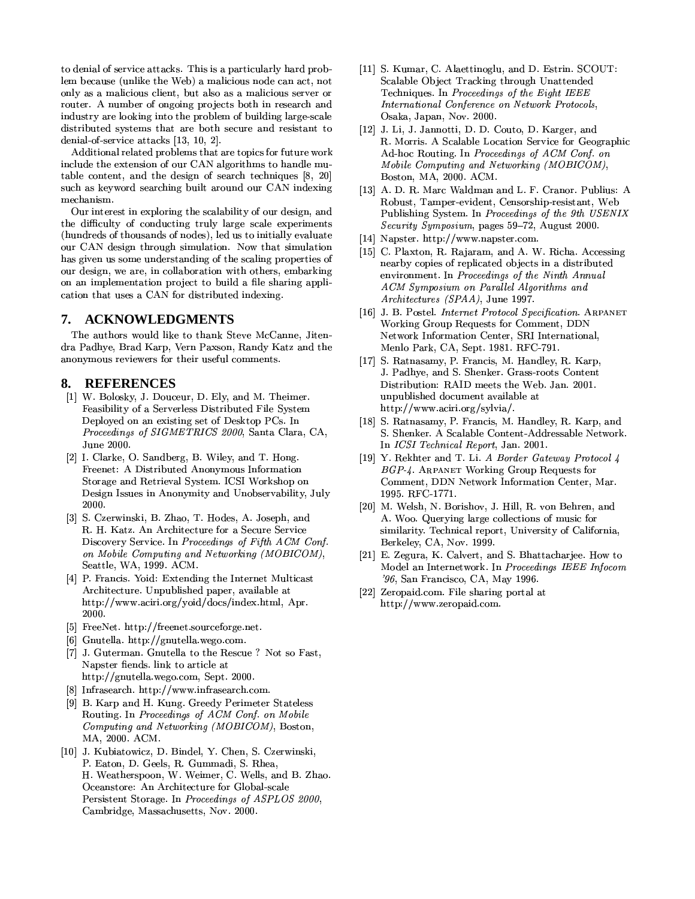to denial of service attacks. This is a particularly hard problem because (unlike the Web) a malicious node can act, not only as a malicious client, but also as a malicious server or router. A number of ongoing projects both in research and industry are looking into the problem of building large-scale distributed systems that are both secure and resistant to denial-of-service attacks [13, 10, 2].

Additional related problems that are topics for future work include the extension of our CAN algorithms to handle mutable content, and the design of search techniques [8, 20] such as keyword searching built around our CAN indexing mechanism.

Our interest in exploring the scalability of our design, and the difficulty of conducting truly large scale experiments (hundreds of thousands of nodes), led us to initially evaluate our CAN design through simulation. Now that simulation has given us some understanding of the scaling properties of our design, we are, in collaboration with others, embarking on an implementation project to build a file sharing application that uses a CAN for distributed indexing.

## 7. ACKNOWLEDGMENTS

The authors would like to thank Steve McCanne, Jitendra Padhye, Brad Karp, Vern Paxson, Randy Katz and the anonymous reviewers for their useful comments.

## 8. REFERENCES

[1] W. Bolosky, J. Douceur, D. Ely, and M. Theimer. Feasibility of a Serverless Distributed File System Deployed on an existing set of Desktop PCs. In *Proceedings of SIGMETRICS 2000*, Santa Clara, CA, June 2000.

[2] I. Clarke, O. Sandberg, B. Wiley, and T. Hong. Freenet: A Distributed Anonymous Information Storage and Retrieval System. ICSI Workshop on Design Issues in Anonymity and Unobservability, July 2000.

[3] S. Czerwinski, B. Zhao, T. Hodes, A. Joseph, and R. H. Katz. An Architecture for a Secure Service Discovery Service. In *Proceedings of Fifth ACM Conf. on Mobile Computing and Networking (MOBICOM)*, Seattle, WA, 1999. ACM.

[4] P. Francis. Yoid: Extending the Internet Multicast Architecture. Unpublished paper, available at http://www.aciri.org/yoid/docs/index.html, Apr. 2000.

[5] FreeNet. http://freenet.sourceforge.net.

[6] Gnutella. http://gnutella.wego.com.

[7] J. Guterman. Gnutella to the Rescue ? Not so Fast, Napster fiends. link to article at http://gnutella.wego.com, Sept. 2000.

[8] Infrasearch. http://www.infrasearch.com.

[9] B. Karp and H. Kung. Greedy Perimeter Stateless Routing. In *Proceedings of ACM Conf. on Mobile Computing and Networking (MOBICOM)*, Boston, MA, 2000. ACM.

[10] J. Kubiatowicz, D. Bindel, Y. Chen, S. Czerwinski, P. Eaton, D. Geels, R. Gummadi, S. Rhea, H. Weatherspoon, W. Weimer, C. Wells, and B. Zhao. Oceanstore: An Architecture for Global-scale Persistent Storage. In *Proceedings of ASPLOS 2000*, Cambridge, Massachusetts, Nov. 2000.

[11] S. Kumar, C. Alaettinoglu, and D. Estrin. SCOUT: Scalable Object Tracking through Unattended Techniques. In *Proceedings of the Eight IEEE International Conference on Network Protocols*, Osaka, Japan, Nov. 2000.

[12] J. Li, J. Jannotti, D. D. Couto, D. Karger, and R. Morris. A Scalable Location Service for Geographic Ad-hoc Routing. In *Proceedings of ACM Conf. on Mobile Computing and Networking (MOBICOM)*, Boston, MA, 2000. ACM.

[13] A. D. R. Marc Waldman and L. F. Cranor. Publius: A Robust, Tamper-evident, Censorship-resistant, Web Publishing System. In *Proceedings of the 9th USENIX Security Symposium*, pages 59–72, August 2000.

[14] Napster. http://www.napster.com.

[15] C. Plaxton, R. Rajaram, and A. W. Richa. Accessing nearby copies of replicated objects in a distributed environment. In *Proceedings of the Ninth Annual ACM Symposium on Parallel Algorithms and Architectures (SPAA)*, June 1997.

[16] J. B. Postel. *Internet Protocol Specification*. ARPANET Working Group Requests for Comment, DDN Network Information Center, SRI International, Menlo Park, CA, Sept. 1981. RFC-791.

[17] S. Ratnasamy, P. Francis, M. Handley, R. Karp, J. Padhye, and S. Shenker. Grass-roots Content Distribution: RAID meets the Web. Jan. 2001. unpublished document available at http://www.aciri.org/sylvia/.

[18] S. Ratnasamy, P. Francis, M. Handley, R. Karp, and S. Shenker. A Scalable Content-Addressable Network. In *ICSI Technical Report*, Jan. 2001.

[19] Y. Rekhter and T. Li. *A Border Gateway Protocol 4 BGP-4*. ARPANET Working Group Requests for Comment, DDN Network Information Center, Mar. 1995. RFC-1771.

[20] M. Welsh, N. Borishov, J. Hill, R. von Behren, and A. Woo. Querying large collections of music for similarity. Technical report, University of California, Berkeley, CA, Nov. 1999.

[21] E. Zegura, K. Calvert, and S. Bhattacharjee. How to Model an Internetwork. In *Proceedings IEEE Infocom '96*, San Francisco, CA, May 1996.

[22] Zeropaid.com. File sharing portal at http://www.zeropaid.com.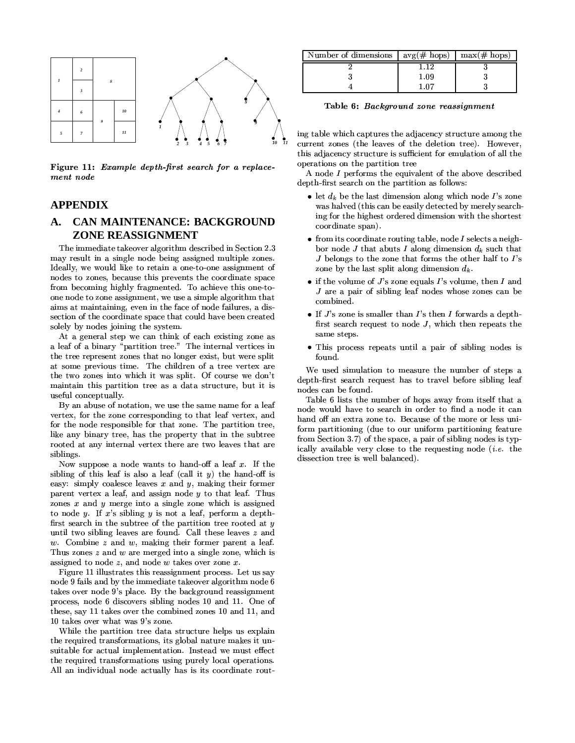Figure 11: *Example depth-first search for a replacement node*

# APPENDIX

## A. CAN MAINTENANCE: BACKGROUND ZONE REASSIGNMENT

The immediate takeover algorithm described in Section 2.3 may result in a single node being assigned multiple zones. Ideally, we would like to retain a one-to-one assignment of nodes to zones, because this prevents the coordinate space from becoming highly fragmented. To achieve this one-to-one node to zone assignment, we use a simple algorithm that aims at maintaining, even in the face of node failures, a dissection of the coordinate space that could have been created solely by nodes joining the system.

At a general step we can think of each existing zone as a leaf of a binary "partition tree." The internal vertices in the tree represent zones that no longer exist, but were split at some previous time. The children of a tree vertex are the two zones into which it was split. Of course we don't maintain this partition tree as a data structure, but it is useful conceptually.

By an abuse of notation, we use the same name for a leaf vertex, for the zone corresponding to that leaf vertex, and for the node responsible for that zone. The partition tree, like any binary tree, has the property that in the subtree rooted at any internal vertex there are two leaves that are siblings.

Now suppose a node wants to hand-off a leaf $x$. If the sibling of this leaf is also a leaf (call it $y$) the hand-off is easy: simply coalesce leaves $x$ and $y$, making their former parent vertex a leaf, and assign node $y$ to that leaf. Thus zones $x$ and $y$ merge into a single zone which is assigned to node $y$. If $x$'s sibling $y$ is not a leaf, perform a depth-first search in the subtree of the partition tree rooted at $y$ until two sibling leaves are found. Call these leaves $z$ and $w$. Combine $z$ and $w$, making their former parent a leaf. Thus zones $z$ and $w$ are merged into a single zone, which is assigned to node $z$, and node $w$ takes over zone $x$.

Figure 11 illustrates this reassignment process. Let us say node 9 fails and by the immediate takeover algorithm node 6 takes over node 9's place. By the background reassignment process, node 6 discovers sibling nodes 10 and 11. One of these, say 11 takes over the combined zones 10 and 11, and 10 takes over what was 9's zone.

While the partition tree data structure helps us explain the required transformations, its global nature makes it unsuitable for actual implementation. Instead we must effect the required transformations using purely local operations. All an individual node actually has is its coordinate routing table which captures the adjacency structure among the current zones (the leaves of the deletion tree). However, this adjacency structure is sufficient for emulation of all the operations on the partition tree

A node $I$ performs the equivalent of the above described depth-first search on the partition as follows:

- let $d_k$ be the last dimension along which node $I$'s zone was halved (this can be easily detected by merely searching for the highest ordered dimension with the shortest coordinate span).
- from its coordinate routing table, node $I$ selects a neighbor node $J$ that abuts $I$ along dimension $d_k$ such that $J$ belongs to the zone that forms the other half to $I$'s zone by the last split along dimension $d_k$.
- if the volume of $J$'s zone equals $I$'s volume, then $I$ and $J$ are a pair of sibling leaf nodes whose zones can be combined.
- If $J$'s zone is smaller than $I$'s then $I$ forwards a depth-first search request to node $J$, which then repeats the same steps.
- This process repeats until a pair of sibling nodes is found.

We used simulation to measure the number of steps a depth-first search request has to travel before sibling leaf nodes can be found.

Table 6 lists the number of hops away from itself that a node would have to search in order to find a node it can hand off an extra zone to. Because of the more or less uniform partitioning (due to our uniform partitioning feature from Section 3.7) of the space, a pair of sibling nodes is typically available very close to the requesting node (*i.e.* the dissection tree is well balanced).

| Number of dimensions | avg(# hops) | max(# hops) |
|---|---|---|
| 2 | 1.12 | 3 |
| 3 | 1.09 | 3 |
| 4 | 1.07 | 3 |

Table 6: *Background zone reassignment*